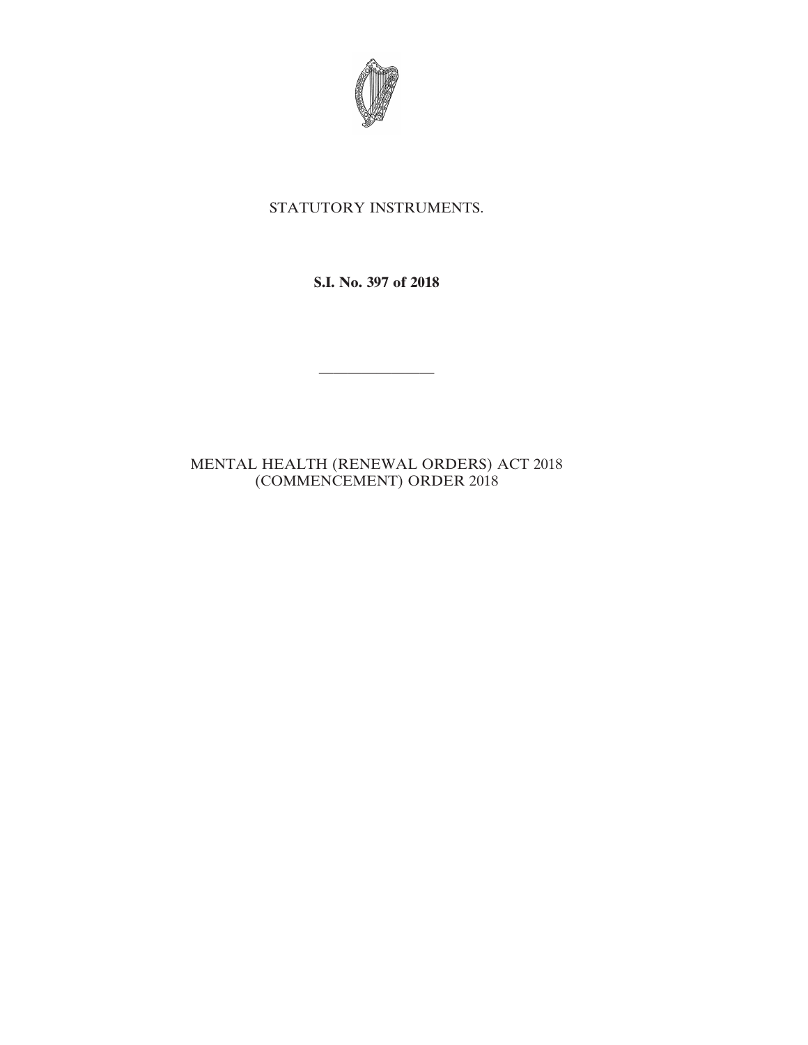STATUTORY INSTRUMENTS.

**S.I. No. 397 of 2018**

---

MENTAL HEALTH (RENEWAL ORDERS) ACT 2018 (COMMENCEMENT) ORDER 2018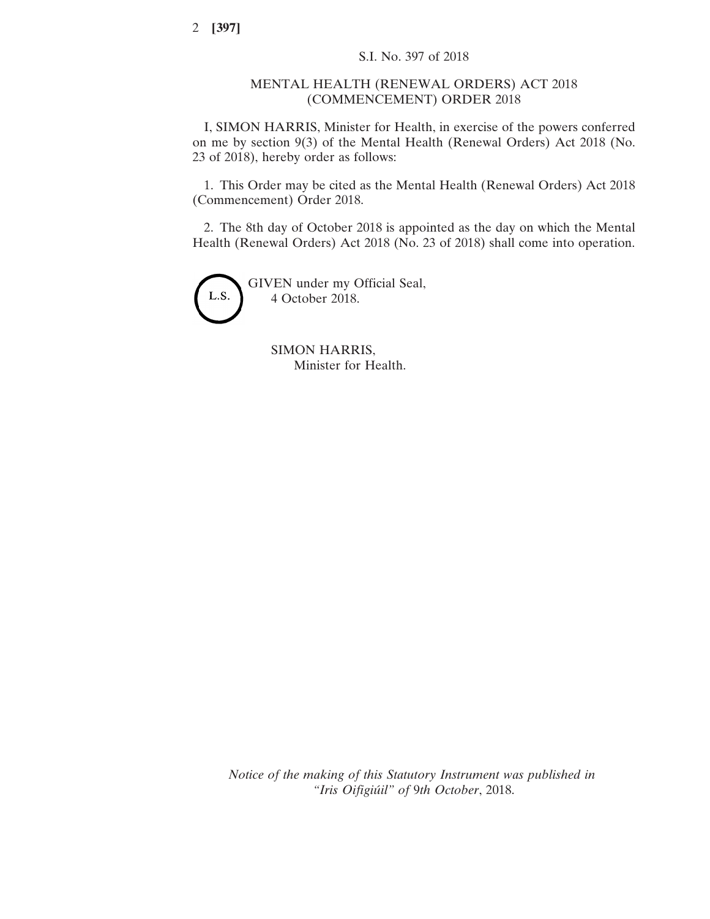S.I. No. 397 of 2018

# MENTAL HEALTH (RENEWAL ORDERS) ACT 2018 (COMMENCEMENT) ORDER 2018

I, SIMON HARRIS, Minister for Health, in exercise of the powers conferred on me by section 9(3) of the Mental Health (Renewal Orders) Act 2018 (No. 23 of 2018), hereby order as follows:

1. This Order may be cited as the Mental Health (Renewal Orders) Act 2018 (Commencement) Order 2018.

2. The 8th day of October 2018 is appointed as the day on which the Mental Health (Renewal Orders) Act 2018 (No. 23 of 2018) shall come into operation.

L.S.

GIVEN under my Official Seal,
4 October 2018.

SIMON HARRIS,
Minister for Health.

*Notice of the making of this Statutory Instrument was published in "Iris Oifigiúil" of 9th October, 2018.*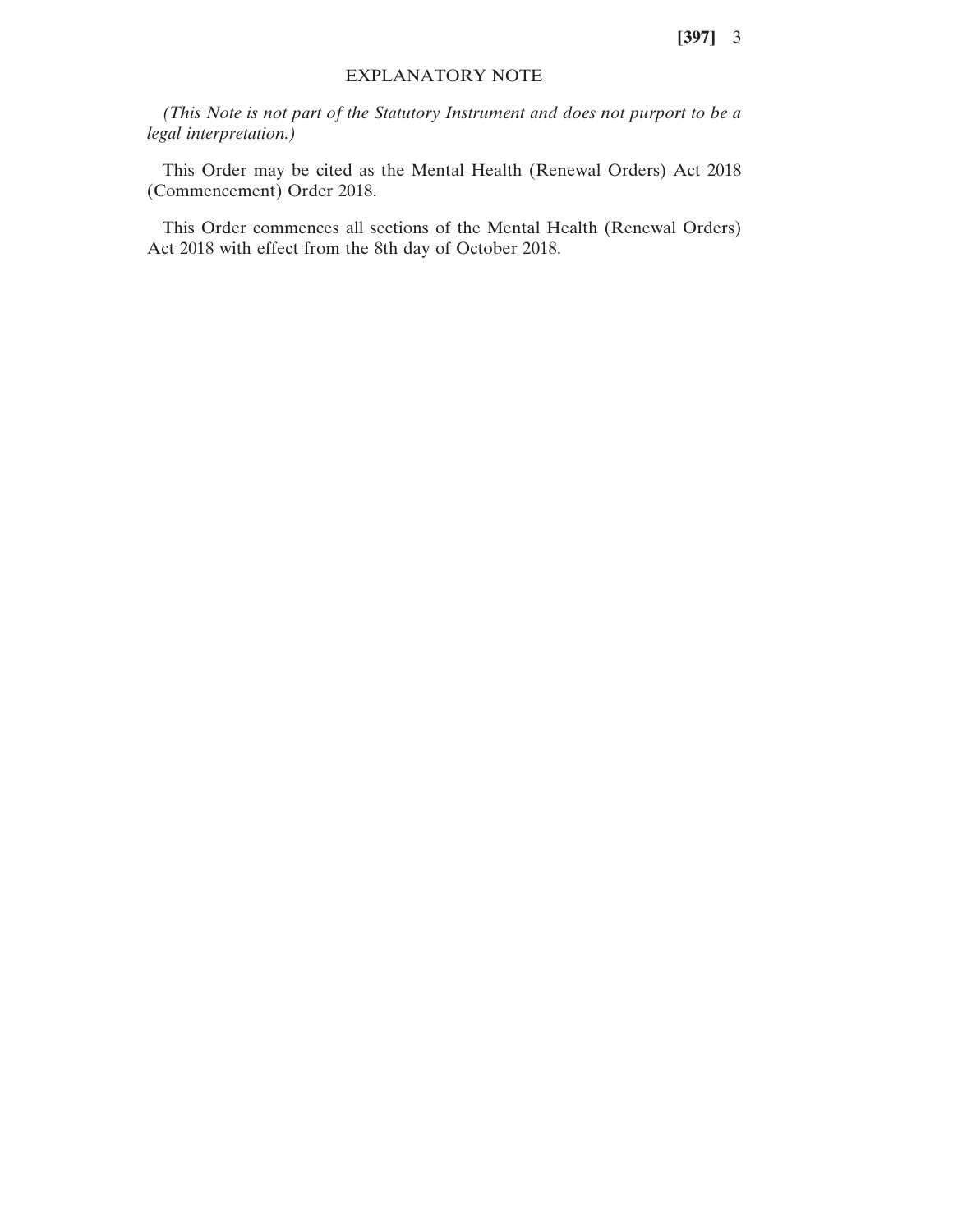## EXPLANATORY NOTE

*(This Note is not part of the Statutory Instrument and does not purport to be a legal interpretation.)*

This Order may be cited as the Mental Health (Renewal Orders) Act 2018 (Commencement) Order 2018.

This Order commences all sections of the Mental Health (Renewal Orders) Act 2018 with effect from the 8th day of October 2018.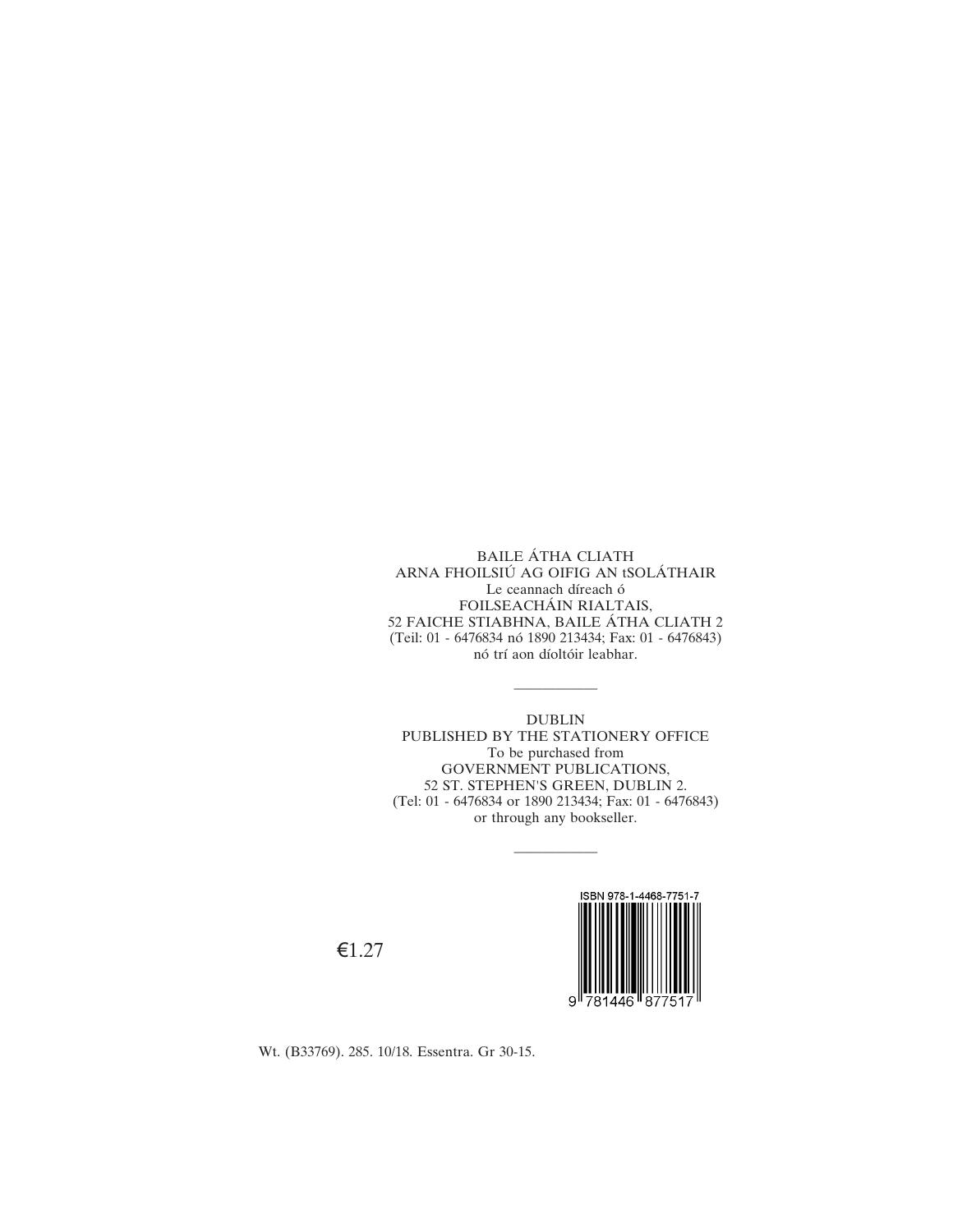BAILE ÁTHA CLIATH
ARNA FHOILSIÚ AG OIFIG AN tSOLÁTHAIR
Le ceannach díreach ó
FOILSEACHÁIN RIALTAIS,
52 FAICHE STIABHNA, BAILE ÁTHA CLIATH 2
(Teil: 01 - 6476834 nó 1890 213434; Fax: 01 - 6476843)
nó trí aon díoltóir leabhar.

---

DUBLIN
PUBLISHED BY THE STATIONERY OFFICE
To be purchased from
GOVERNMENT PUBLICATIONS,
52 ST. STEPHEN'S GREEN, DUBLIN 2.
(Tel: 01 - 6476834 or 1890 213434; Fax: 01 - 6476843)
or through any bookseller.

---

ISBN 978-1-4468-7751-7

9 781446 877517

€1.27

Wt. (B33769). 285. 10/18. Essentra. Gr 30-15.